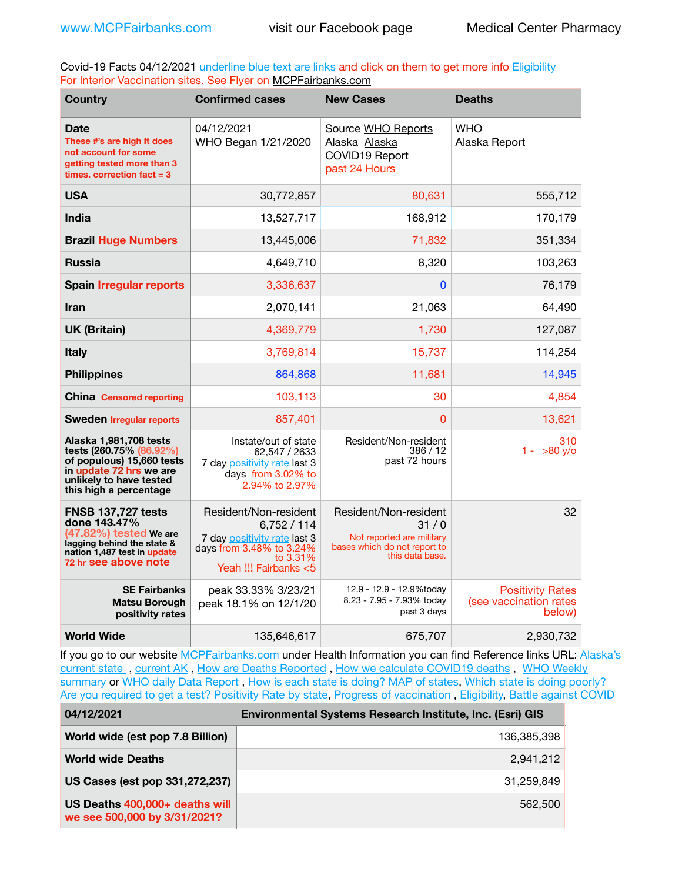www.MCPFairbanks.com visit our Facebook page Medical Center Pharmacy

Covid-19 Facts 04/12/2021 underline blue text are links and click on them to get more info Eligibility For Interior Vaccination sites. See Flyer on MCPFairbanks.com

| Country | Confirmed cases | New Cases | Deaths |
|---|---|---|---|
| **Date** These #'s are high It does not account for some getting tested more than 3 times. correction fact = 3 | 04/12/2021 WHO Began 1/21/2020 | Source WHO Reports Alaska Alaska COVID19 Report past 24 Hours | WHO Alaska Report |
| **USA** | 30,772,857 | 80,631 | 555,712 |
| **India** | 13,527,717 | 168,912 | 170,179 |
| **Brazil Huge Numbers** | 13,445,006 | 71,832 | 351,334 |
| **Russia** | 4,649,710 | 8,320 | 103,263 |
| **Spain Irregular reports** | 3,336,637 | 0 | 76,179 |
| **Iran** | 2,070,141 | 21,063 | 64,490 |
| **UK (Britain)** | 4,369,779 | 1,730 | 127,087 |
| **Italy** | 3,769,814 | 15,737 | 114,254 |
| **Philippines** | 864,868 | 11,681 | 14,945 |
| **China Censored reporting** | 103,113 | 30 | 4,854 |
| **Sweden Irregular reports** | 857,401 | 0 | 13,621 |
| **Alaska 1,981,708 tests tests (260.75% (86.92%) of populous) 15,660 tests in update 72 hrs we are unlikely to have tested this high a percentage** | Instate/out of state 62,547 / 2633 7 day positivity rate last 3 days from 3.02% to 2.94% to 2.97% | Resident/Non-resident 386 / 12 past 72 hours | 310 1 - >80 y/o |
| **FNSB 137,727 tests done 143.47% (47.82%) tested We are lagging behind the state & nation 1,487 test in update 72 hr see above note** | Resident/Non-resident 6,752 / 114 7 day positivity rate last 3 days from 3.48% to 3.24% to 3.31% Yeah !!! Fairbanks <5 | Resident/Non-resident 31 / 0 Not reported are military bases which do not report to this data base. | 32 |
| **SE Fairbanks Matsu Borough positivity rates** | peak 33.33% 3/23/21 peak 18.1% on 12/1/20 | 12.9 - 12.9 - 12.9%today 8.23 - 7.95 - 7.93% today past 3 days | Positivity Rates (see vaccination rates below) |
| **World Wide** | 135,646,617 | 675,707 | 2,930,732 |

If you go to our website MCPFairbanks.com under Health Information you can find Reference links URL: Alaska's current state , current AK , How are Deaths Reported , How we calculate COVID19 deaths , WHO Weekly summary or WHO daily Data Report , How is each state is doing? MAP of states, Which state is doing poorly? Are you required to get a test? Positivity Rate by state, Progress of vaccination , Eligibility, Battle against COVID

| 04/12/2021 | Environmental Systems Research Institute, Inc. (Esri) GIS |
|---|---|
| **World wide (est pop 7.8 Billion)** | 136,385,398 |
| **World wide Deaths** | 2,941,212 |
| **US Cases (est pop 331,272,237)** | 31,259,849 |
| **US Deaths 400,000+ deaths will we see 500,000 by 3/31/2021?** | 562,500 |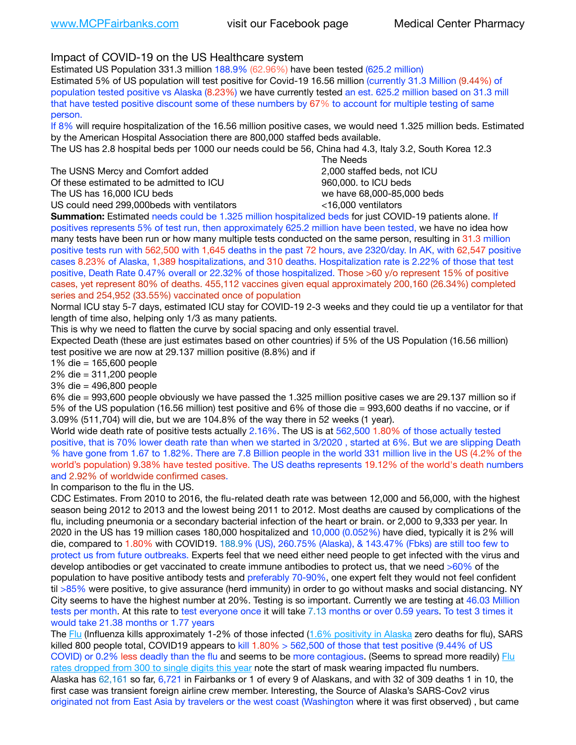Impact of COVID-19 on the US Healthcare system

Estimated US Population 331.3 million 188.9% (62.96%) have been tested (625.2 million)

Estimated 5% of US population will test positive for Covid-19 16.56 million (currently 31.3 Million (9.44%) of population tested positive vs Alaska (8.23%) we have currently tested an est. 625.2 million based on 31.3 mill that have tested positive discount some of these numbers by 67% to account for multiple testing of same person.

If 8% will require hospitalization of the 16.56 million positive cases, we would need 1.325 million beds. Estimated by the American Hospital Association there are 800,000 staffed beds available.

The US has 2.8 hospital beds per 1000 our needs could be 56, China had 4.3, Italy 3.2, South Korea 12.3

| | The Needs |
|---|---|
| The USNS Mercy and Comfort added | 2,000 staffed beds, not ICU |
| Of these estimated to be admitted to ICU | 960,000. to ICU beds |
| The US has 16,000 ICU beds | we have 68,000-85,000 beds |
| US could need 299,000beds with ventilators | <16,000 ventilators |

**Summation:** Estimated needs could be 1.325 million hospitalized beds for just COVID-19 patients alone. If positives represents 5% of test run, then approximately 625.2 million have been tested, we have no idea how many tests have been run or how many multiple tests conducted on the same person, resulting in 31.3 million positive tests run with 562,500 with 1,645 deaths in the past 72 hours, ave 2320/day. In AK, with 62,547 positive cases 8.23% of Alaska, 1,389 hospitalizations, and 310 deaths. Hospitalization rate is 2.22% of those that test positive, Death Rate 0.47% overall or 22.32% of those hospitalized. Those >60 y/o represent 15% of positive cases, yet represent 80% of deaths. 455,112 vaccines given equal approximately 200,160 (26.34%) completed series and 254,952 (33.55%) vaccinated once of population

Normal ICU stay 5-7 days, estimated ICU stay for COVID-19 2-3 weeks and they could tie up a ventilator for that length of time also, helping only 1/3 as many patients.

This is why we need to flatten the curve by social spacing and only essential travel.

Expected Death (these are just estimates based on other countries) if 5% of the US Population (16.56 million) test positive we are now at 29.137 million positive (8.8%) and if

1% die = 165,600 people

2% die = 311,200 people

3% die = 496,800 people

6% die = 993,600 people obviously we have passed the 1.325 million positive cases we are 29.137 million so if 5% of the US population (16.56 million) test positive and 6% of those die = 993,600 deaths if no vaccine, or if 3.09% (511,704) will die, but we are 104.8% of the way there in 52 weeks (1 year).

World wide death rate of positive tests actually 2.16%. The US is at 562,500 1.80% of those actually tested positive, that is 70% lower death rate than when we started in 3/2020 , started at 6%. But we are slipping Death % have gone from 1.67 to 1.82%. There are 7.8 Billion people in the world 331 million live in the US (4.2% of the world's population) 9.38% have tested positive. The US deaths represents 19.12% of the world's death numbers and 2.92% of worldwide confirmed cases.

In comparison to the flu in the US.

CDC Estimates. From 2010 to 2016, the flu-related death rate was between 12,000 and 56,000, with the highest season being 2012 to 2013 and the lowest being 2011 to 2012. Most deaths are caused by complications of the flu, including pneumonia or a secondary bacterial infection of the heart or brain. or 2,000 to 9,333 per year. In 2020 in the US has 19 million cases 180,000 hospitalized and 10,000 (0.052%) have died, typically it is 2% will die, compared to 1.80% with COVID19. 188.9% (US), 260.75% (Alaska), & 143.47% (Fbks) are still too few to protect us from future outbreaks. Experts feel that we need either need people to get infected with the virus and develop antibodies or get vaccinated to create immune antibodies to protect us, that we need >60% of the population to have positive antibody tests and preferably 70-90%, one expert felt they would not feel confident til >85% were positive, to give assurance (herd immunity) in order to go without masks and social distancing. NY City seems to have the highest number at 20%. Testing is so important. Currently we are testing at 46.03 Million tests per month. At this rate to test everyone once it will take 7.13 months or over 0.59 years. To test 3 times it would take 21.38 months or 1.77 years

The Flu (Influenza kills approximately 1-2% of those infected (1.6% positivity in Alaska zero deaths for flu), SARS killed 800 people total, COVID19 appears to kill 1.80% > 562,500 of those that test positive (9.44% of US COVID) or 0.2% less deadly than the flu and seems to be more contagious. (Seems to spread more readily) Flu rates dropped from 300 to single digits this year note the start of mask wearing impacted flu numbers.

Alaska has 62,161 so far, 6,721 in Fairbanks or 1 of every 9 of Alaskans, and with 32 of 309 deaths 1 in 10, the first case was transient foreign airline crew member. Interesting, the Source of Alaska's SARS-Cov2 virus originated not from East Asia by travelers or the west coast (Washington where it was first observed) , but came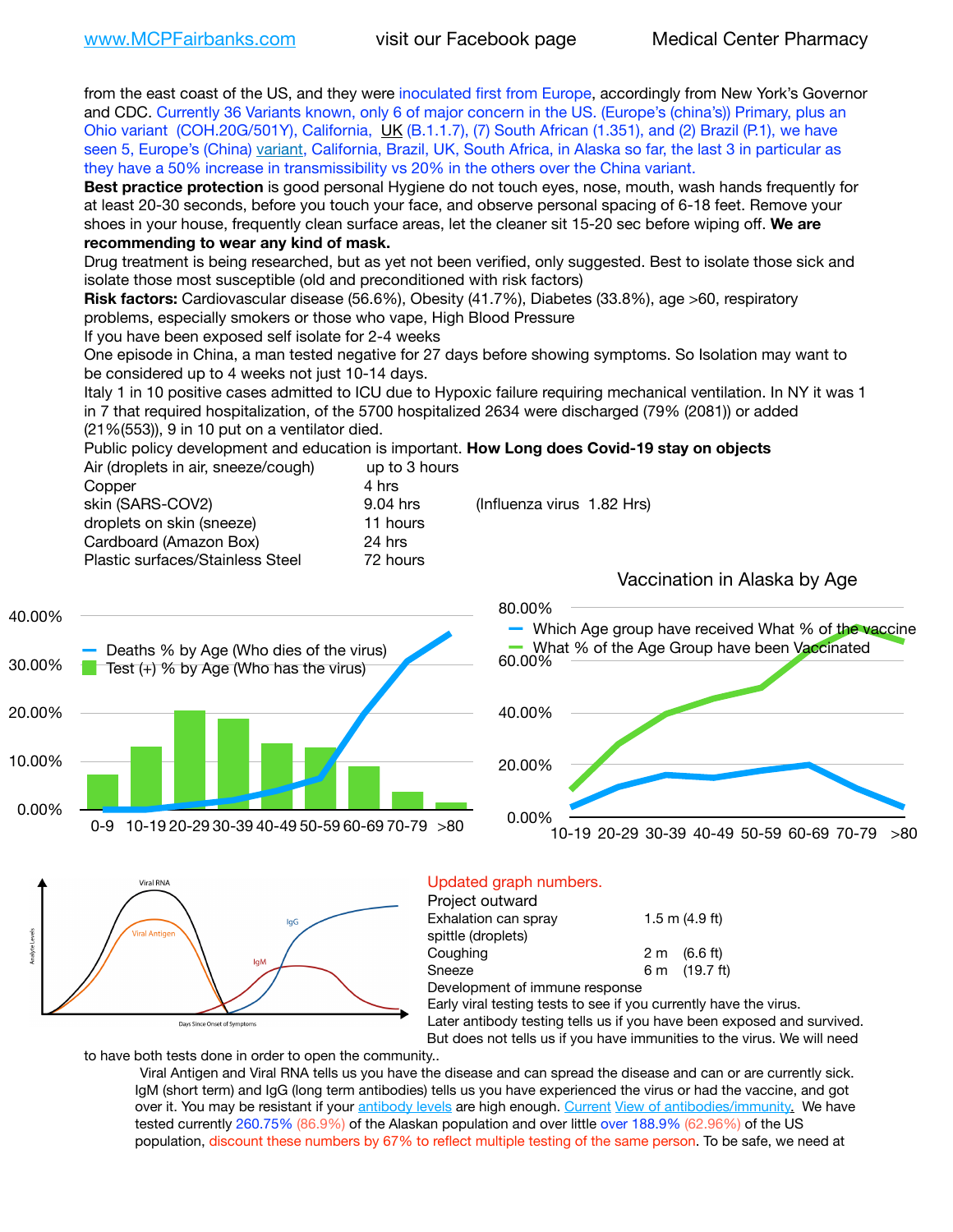from the east coast of the US, and they were inoculated first from Europe, accordingly from New York's Governor and CDC. Currently 36 Variants known, only 6 of major concern in the US. (Europe's (china's)) Primary, plus an Ohio variant (COH.20G/501Y), California, UK (B.1.1.7), (7) South African (1.351), and (2) Brazil (P.1), we have seen 5, Europe's (China) variant, California, Brazil, UK, South Africa, in Alaska so far, the last 3 in particular as they have a 50% increase in transmissibility vs 20% in the others over the China variant.

**Best practice protection** is good personal Hygiene do not touch eyes, nose, mouth, wash hands frequently for at least 20-30 seconds, before you touch your face, and observe personal spacing of 6-18 feet. Remove your shoes in your house, frequently clean surface areas, let the cleaner sit 15-20 sec before wiping off. **We are recommending to wear any kind of mask.**

Drug treatment is being researched, but as yet not been verified, only suggested. Best to isolate those sick and isolate those most susceptible (old and preconditioned with risk factors)

**Risk factors:** Cardiovascular disease (56.6%), Obesity (41.7%), Diabetes (33.8%), age >60, respiratory problems, especially smokers or those who vape, High Blood Pressure

If you have been exposed self isolate for 2-4 weeks

One episode in China, a man tested negative for 27 days before showing symptoms. So Isolation may want to be considered up to 4 weeks not just 10-14 days.

Italy 1 in 10 positive cases admitted to ICU due to Hypoxic failure requiring mechanical ventilation. In NY it was 1 in 7 that required hospitalization, of the 5700 hospitalized 2634 were discharged (79% (2081)) or added (21%(553)), 9 in 10 put on a ventilator died.

Public policy development and education is important. **How Long does Covid-19 stay on objects**

| | | |
|---|---|---|
| Air (droplets in air, sneeze/cough) | up to 3 hours | |
| Copper | 4 hrs | |
| skin (SARS-COV2) | 9.04 hrs | (Influenza virus 1.82 Hrs) |
| droplets on skin (sneeze) | 11 hours | |
| Cardboard (Amazon Box) | 24 hrs | |
| Plastic surfaces/Stainless Steel | 72 hours | |

Updated graph numbers.

Project outward

| | |
|---|---|
| Exhalation can spray spittle (droplets) | 1.5 m (4.9 ft) |
| Coughing | 2 m (6.6 ft) |
| Sneeze | 6 m (19.7 ft) |

Development of immune response

Early viral testing tests to see if you currently have the virus.

Later antibody testing tells us if you have been exposed and survived. But does not tells us if you have immunities to the virus. We will need to have both tests done in order to open the community..

Viral Antigen and Viral RNA tells us you have the disease and can spread the disease and can or are currently sick. IgM (short term) and IgG (long term antibodies) tells us you have experienced the virus or had the vaccine, and got over it. You may be resistant if your antibody levels are high enough. Current View of antibodies/immunity. We have tested currently 260.75% (86.9%) of the Alaskan population and over little over 188.9% (62.96%) of the US population, discount these numbers by 67% to reflect multiple testing of the same person. To be safe, we need at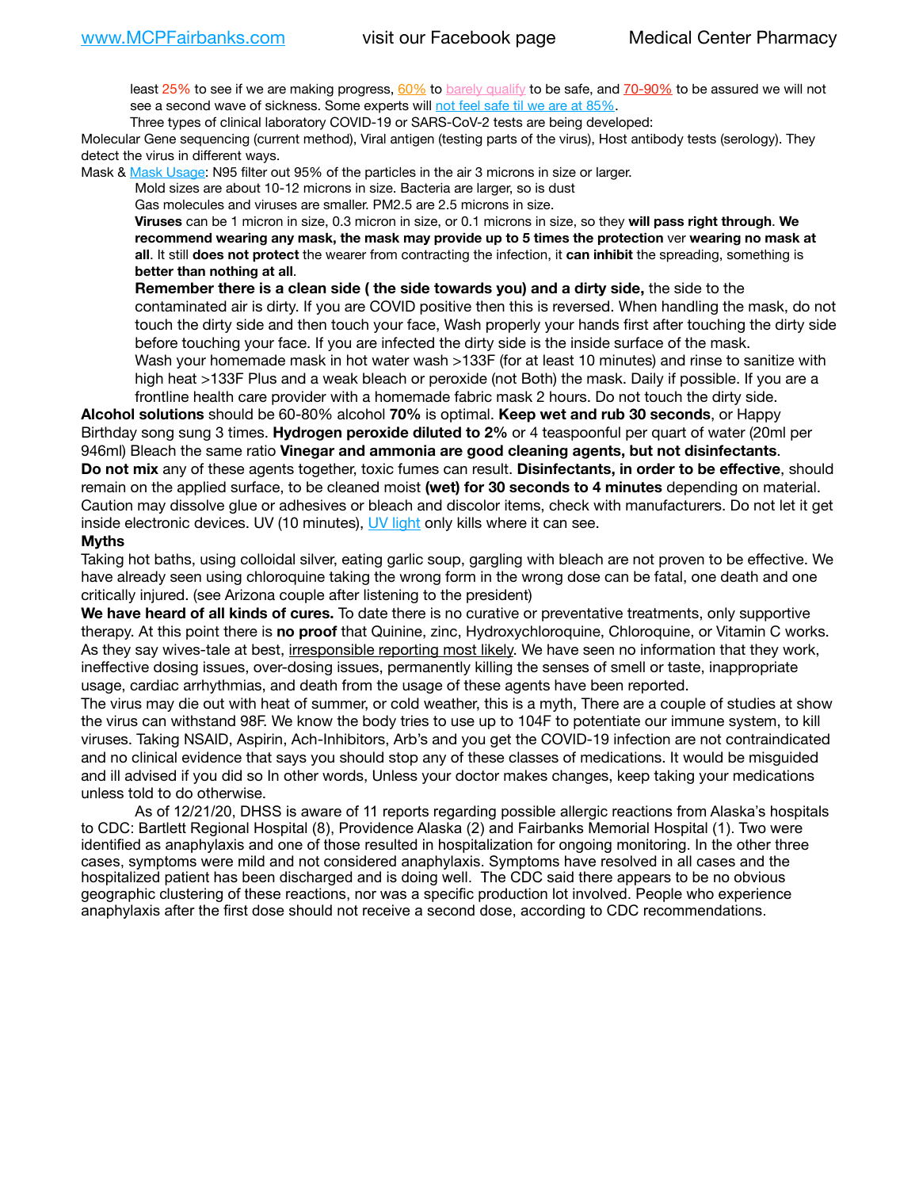least 25% to see if we are making progress, 60% to barely qualify to be safe, and 70-90% to be assured we will not see a second wave of sickness. Some experts will not feel safe til we are at 85%.

Three types of clinical laboratory COVID-19 or SARS-CoV-2 tests are being developed:

Molecular Gene sequencing (current method), Viral antigen (testing parts of the virus), Host antibody tests (serology). They detect the virus in different ways.

Mask & Mask Usage: N95 filter out 95% of the particles in the air 3 microns in size or larger.

Mold sizes are about 10-12 microns in size. Bacteria are larger, so is dust

Gas molecules and viruses are smaller. PM2.5 are 2.5 microns in size.

**Viruses** can be 1 micron in size, 0.3 micron in size, or 0.1 microns in size, so they **will pass right through**. **We recommend wearing any mask, the mask may provide up to 5 times the protection** ver **wearing no mask at all**. It still **does not protect** the wearer from contracting the infection, it **can inhibit** the spreading, something is **better than nothing at all**.

**Remember there is a clean side ( the side towards you) and a dirty side,** the side to the contaminated air is dirty. If you are COVID positive then this is reversed. When handling the mask, do not touch the dirty side and then touch your face, Wash properly your hands first after touching the dirty side before touching your face. If you are infected the dirty side is the inside surface of the mask.

Wash your homemade mask in hot water wash >133F (for at least 10 minutes) and rinse to sanitize with high heat >133F Plus and a weak bleach or peroxide (not Both) the mask. Daily if possible. If you are a frontline health care provider with a homemade fabric mask 2 hours. Do not touch the dirty side.

**Alcohol solutions** should be 60-80% alcohol **70%** is optimal. **Keep wet and rub 30 seconds**, or Happy Birthday song sung 3 times. **Hydrogen peroxide diluted to 2%** or 4 teaspoonful per quart of water (20ml per 946ml) Bleach the same ratio **Vinegar and ammonia are good cleaning agents, but not disinfectants**.

**Do not mix** any of these agents together, toxic fumes can result. **Disinfectants, in order to be effective**, should remain on the applied surface, to be cleaned moist **(wet) for 30 seconds to 4 minutes** depending on material. Caution may dissolve glue or adhesives or bleach and discolor items, check with manufacturers. Do not let it get inside electronic devices. UV (10 minutes), UV light only kills where it can see.

**Myths**

Taking hot baths, using colloidal silver, eating garlic soup, gargling with bleach are not proven to be effective. We have already seen using chloroquine taking the wrong form in the wrong dose can be fatal, one death and one critically injured. (see Arizona couple after listening to the president)

**We have heard of all kinds of cures.** To date there is no curative or preventative treatments, only supportive therapy. At this point there is **no proof** that Quinine, zinc, Hydroxychloroquine, Chloroquine, or Vitamin C works. As they say wives-tale at best, irresponsible reporting most likely. We have seen no information that they work, ineffective dosing issues, over-dosing issues, permanently killing the senses of smell or taste, inappropriate usage, cardiac arrhythmias, and death from the usage of these agents have been reported.

The virus may die out with heat of summer, or cold weather, this is a myth, There are a couple of studies at show the virus can withstand 98F. We know the body tries to use up to 104F to potentiate our immune system, to kill viruses. Taking NSAID, Aspirin, Ach-Inhibitors, Arb's and you get the COVID-19 infection are not contraindicated and no clinical evidence that says you should stop any of these classes of medications. It would be misguided and ill advised if you did so In other words, Unless your doctor makes changes, keep taking your medications unless told to do otherwise.

As of 12/21/20, DHSS is aware of 11 reports regarding possible allergic reactions from Alaska's hospitals to CDC: Bartlett Regional Hospital (8), Providence Alaska (2) and Fairbanks Memorial Hospital (1). Two were identified as anaphylaxis and one of those resulted in hospitalization for ongoing monitoring. In the other three cases, symptoms were mild and not considered anaphylaxis. Symptoms have resolved in all cases and the hospitalized patient has been discharged and is doing well. The CDC said there appears to be no obvious geographic clustering of these reactions, nor was a specific production lot involved. People who experience anaphylaxis after the first dose should not receive a second dose, according to CDC recommendations.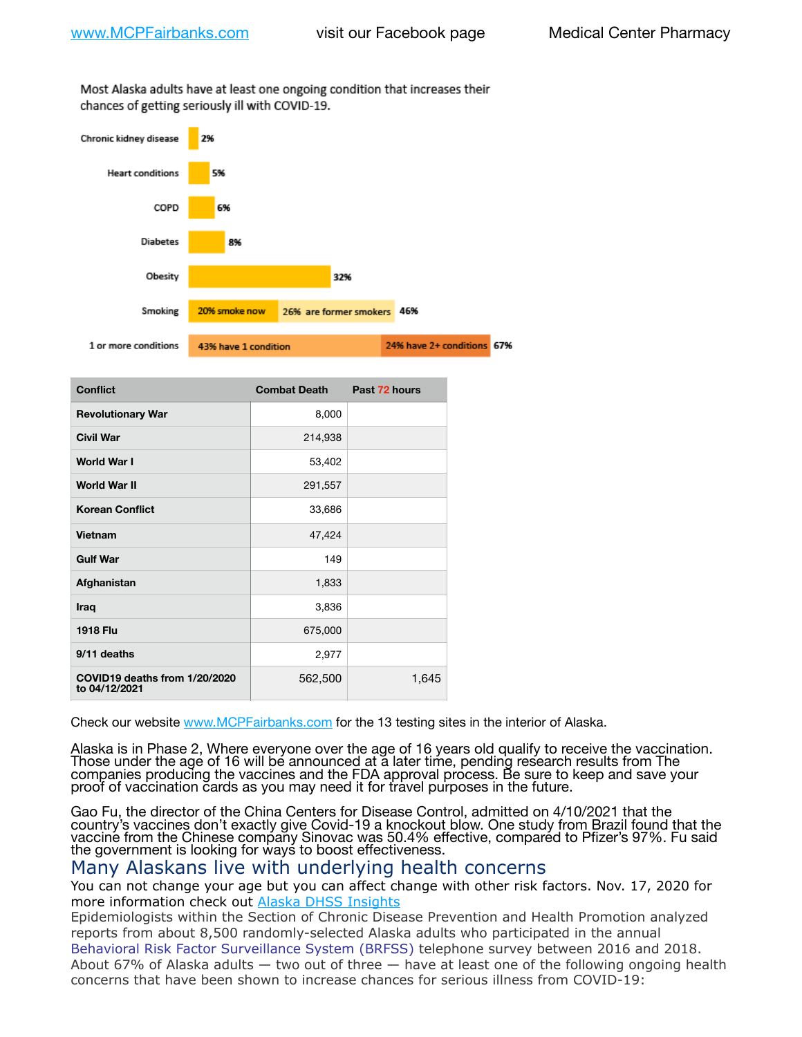Most Alaska adults have at least one ongoing condition that increases their chances of getting seriously ill with COVID-19.

| Condition | Percent |
| --- | --- |
| Chronic kidney disease | 2% |
| Heart conditions | 5% |
| COPD | 6% |
| Diabetes | 8% |
| Obesity | 32% |
| Smoking | 20% smoke now; 26% are former smokers; 46% |
| 1 or more conditions | 43% have 1 condition; 24% have 2+ conditions; 67% |

| Conflict | Combat Death | Past 72 hours |
| --- | --- | --- |
| Revolutionary War | 8,000 | |
| Civil War | 214,938 | |
| World War I | 53,402 | |
| World War II | 291,557 | |
| Korean Conflict | 33,686 | |
| Vietnam | 47,424 | |
| Gulf War | 149 | |
| Afghanistan | 1,833 | |
| Iraq | 3,836 | |
| 1918 Flu | 675,000 | |
| 9/11 deaths | 2,977 | |
| COVID19 deaths from 1/20/2020 to 04/12/2021 | 562,500 | 1,645 |

Check our website www.MCPFairbanks.com for the 13 testing sites in the interior of Alaska.

Alaska is in Phase 2, Where everyone over the age of 16 years old qualify to receive the vaccination. Those under the age of 16 will be announced at a later time, pending research results from The companies producing the vaccines and the FDA approval process. Be sure to keep and save your proof of vaccination cards as you may need it for travel purposes in the future.

Gao Fu, the director of the China Centers for Disease Control, admitted on 4/10/2021 that the country's vaccines don't exactly give Covid-19 a knockout blow. One study from Brazil found that the vaccine from the Chinese company Sinovac was 50.4% effective, compared to Pfizer's 97%. Fu said the government is looking for ways to boost effectiveness.

## Many Alaskans live with underlying health concerns

You can not change your age but you can affect change with other risk factors. Nov. 17, 2020 for more information check out Alaska DHSS Insights

Epidemiologists within the Section of Chronic Disease Prevention and Health Promotion analyzed reports from about 8,500 randomly-selected Alaska adults who participated in the annual Behavioral Risk Factor Surveillance System (BRFSS) telephone survey between 2016 and 2018. About 67% of Alaska adults — two out of three — have at least one of the following ongoing health concerns that have been shown to increase chances for serious illness from COVID-19: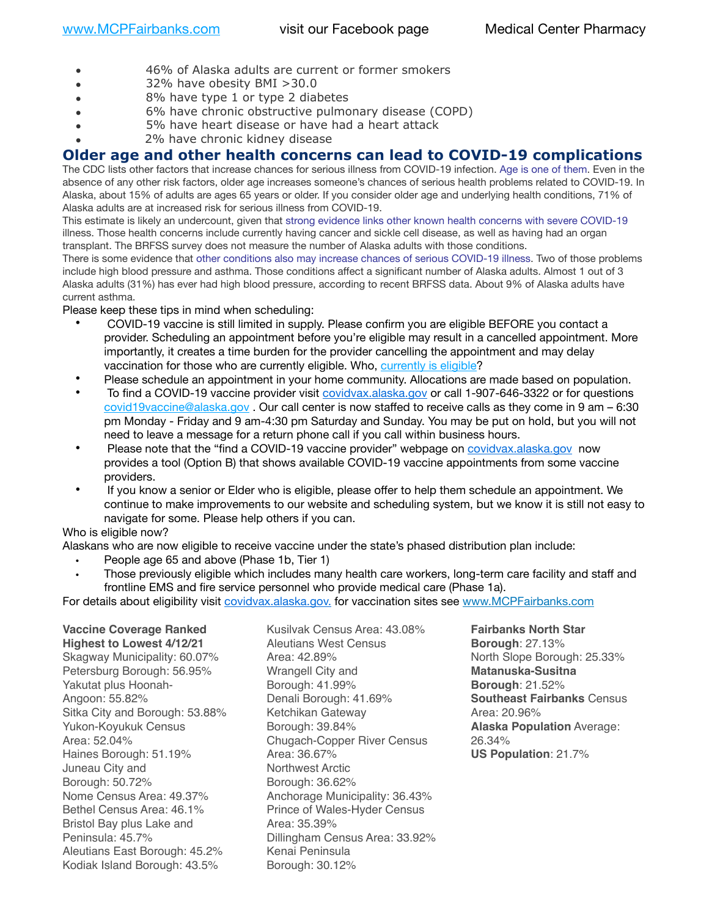- 46% of Alaska adults are current or former smokers
- 32% have obesity BMI >30.0
- 8% have type 1 or type 2 diabetes
- 6% have chronic obstructive pulmonary disease (COPD)
- 5% have heart disease or have had a heart attack
- 2% have chronic kidney disease

## Older age and other health concerns can lead to COVID-19 complications

The CDC lists other factors that increase chances for serious illness from COVID-19 infection. Age is one of them. Even in the absence of any other risk factors, older age increases someone's chances of serious health problems related to COVID-19. In Alaska, about 15% of adults are ages 65 years or older. If you consider older age and underlying health conditions, 71% of Alaska adults are at increased risk for serious illness from COVID-19.

This estimate is likely an undercount, given that strong evidence links other known health concerns with severe COVID-19 illness. Those health concerns include currently having cancer and sickle cell disease, as well as having had an organ transplant. The BRFSS survey does not measure the number of Alaska adults with those conditions.

There is some evidence that other conditions also may increase chances of serious COVID-19 illness. Two of those problems include high blood pressure and asthma. Those conditions affect a significant number of Alaska adults. Almost 1 out of 3 Alaska adults (31%) has ever had high blood pressure, according to recent BRFSS data. About 9% of Alaska adults have current asthma.

Please keep these tips in mind when scheduling:

- COVID-19 vaccine is still limited in supply. Please confirm you are eligible BEFORE you contact a provider. Scheduling an appointment before you're eligible may result in a cancelled appointment. More importantly, it creates a time burden for the provider cancelling the appointment and may delay vaccination for those who are currently eligible. Who, currently is eligible?
- Please schedule an appointment in your home community. Allocations are made based on population.
- To find a COVID-19 vaccine provider visit covidvax.alaska.gov or call 1-907-646-3322 or for questions covid19vaccine@alaska.gov . Our call center is now staffed to receive calls as they come in 9 am – 6:30 pm Monday - Friday and 9 am-4:30 pm Saturday and Sunday. You may be put on hold, but you will not need to leave a message for a return phone call if you call within business hours.
- Please note that the "find a COVID-19 vaccine provider" webpage on covidvax.alaska.gov now provides a tool (Option B) that shows available COVID-19 vaccine appointments from some vaccine providers.
- If you know a senior or Elder who is eligible, please offer to help them schedule an appointment. We continue to make improvements to our website and scheduling system, but we know it is still not easy to navigate for some. Please help others if you can.

Who is eligible now?

Alaskans who are now eligible to receive vaccine under the state's phased distribution plan include:

- People age 65 and above (Phase 1b, Tier 1)
- Those previously eligible which includes many health care workers, long-term care facility and staff and frontline EMS and fire service personnel who provide medical care (Phase 1a).

For details about eligibility visit covidvax.alaska.gov. for vaccination sites see www.MCPFairbanks.com

**Vaccine Coverage Ranked Highest to Lowest 4/12/21**

Skagway Municipality: 60.07%
Petersburg Borough: 56.95%
Yakutat plus Hoonah-Angoon: 55.82%
Sitka City and Borough: 53.88%
Yukon-Koyukuk Census Area: 52.04%
Haines Borough: 51.19%
Juneau City and Borough: 50.72%
Nome Census Area: 49.37%
Bethel Census Area: 46.1%
Bristol Bay plus Lake and Peninsula: 45.7%
Aleutians East Borough: 45.2%
Kodiak Island Borough: 43.5%
Kusilvak Census Area: 43.08%
Aleutians West Census Area: 42.89%
Wrangell City and Borough: 41.99%
Denali Borough: 41.69%
Ketchikan Gateway Borough: 39.84%
Chugach-Copper River Census Area: 36.67%
Northwest Arctic Borough: 36.62%
Anchorage Municipality: 36.43%
Prince of Wales-Hyder Census Area: 35.39%
Dillingham Census Area: 33.92%
Kenai Peninsula Borough: 30.12%
**Fairbanks North Star Borough**: 27.13%
North Slope Borough: 25.33%
**Matanuska-Susitna Borough**: 21.52%
**Southeast Fairbanks** Census Area: 20.96%
**Alaska Population** Average: 26.34%
**US Population**: 21.7%